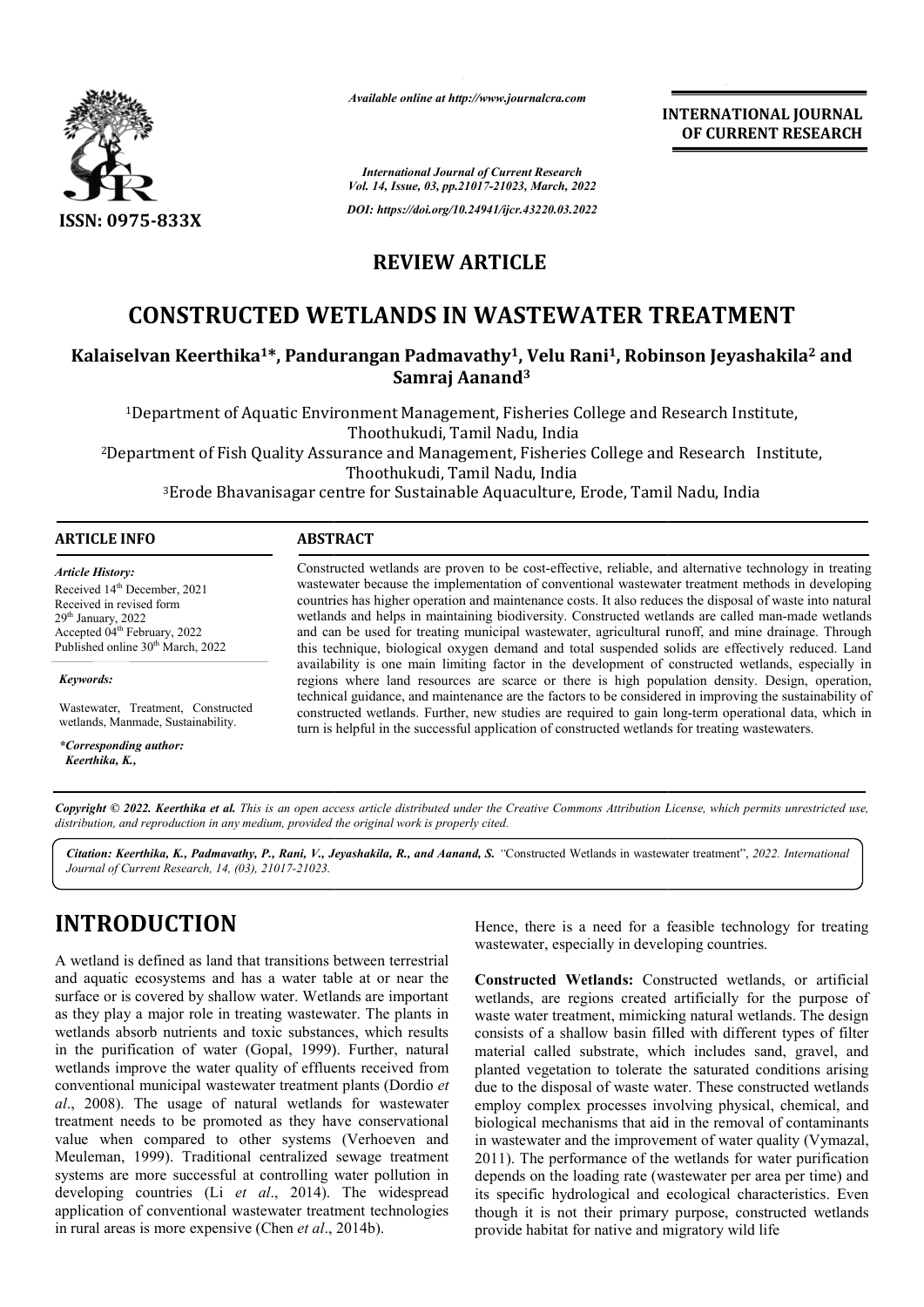**REVIEW ARTICLE**

# CONSTRUCTED WETLANDS IN WASTEWATER TREATMENT

**Kalaiselvan Keerthika[1]*, Pandurangan Padmavathy[1], Velu Rani[1], Robinson Jeyashakila[2] and Samraj Aanand[3]**

[1]Department of Aquatic Environment Management, Fisheries College and Research Institute, Thoothukudi, Tamil Nadu, India

[2]Department of Fish Quality Assurance and Management, Fisheries College and Research Institute, Thoothukudi, Tamil Nadu, India

[3]Erode Bhavanisagar centre for Sustainable Aquaculture, Erode, Tamil Nadu, India

**ARTICLE INFO**

*Article History:*

Received 14th December, 2021
Received in revised form 29th January, 2022
Accepted 04th February, 2022
Published online 30th March, 2022

*Keywords:*

Wastewater, Treatment, Constructed wetlands, Manmade, Sustainability.

**Corresponding author:*
Keerthika, K.,

**ABSTRACT**

Constructed wetlands are proven to be cost-effective, reliable, and alternative technology in treating wastewater because the implementation of conventional wastewater treatment methods in developing countries has higher operation and maintenance costs. It also reduces the disposal of waste into natural wetlands and helps in maintaining biodiversity. Constructed wetlands are called man-made wetlands and can be used for treating municipal wastewater, agricultural runoff, and mine drainage. Through this technique, biological oxygen demand and total suspended solids are effectively reduced. Land availability is one main limiting factor in the development of constructed wetlands, especially in regions where land resources are scarce or there is high population density. Design, operation, technical guidance, and maintenance are the factors to be considered in improving the sustainability of constructed wetlands. Further, new studies are required to gain long-term operational data, which in turn is helpful in the successful application of constructed wetlands for treating wastewaters.

*Copyright © 2022. Keerthika et al. This is an open access article distributed under the Creative Commons Attribution License, which permits unrestricted use, distribution, and reproduction in any medium, provided the original work is properly cited.*

***Citation: Keerthika, K., Padmavathy, P., Rani, V., Jeyashakila, R., and Aanand, S.*** *"Constructed Wetlands in wastewater treatment", 2022. International Journal of Current Research, 14, (03), 21017-21023.*

## INTRODUCTION

A wetland is defined as land that transitions between terrestrial and aquatic ecosystems and has a water table at or near the surface or is covered by shallow water. Wetlands are important as they play a major role in treating wastewater. The plants in wetlands absorb nutrients and toxic substances, which results in the purification of water (Gopal, 1999). Further, natural wetlands improve the water quality of effluents received from conventional municipal wastewater treatment plants (Dordio *et al*., 2008). The usage of natural wetlands for wastewater treatment needs to be promoted as they have conservational value when compared to other systems (Verhoeven and Meuleman, 1999). Traditional centralized sewage treatment systems are more successful at controlling water pollution in developing countries (Li *et al*., 2014). The widespread application of conventional wastewater treatment technologies in rural areas is more expensive (Chen *et al*., 2014b). Hence, there is a need for a feasible technology for treating wastewater, especially in developing countries.

**Constructed Wetlands:** Constructed wetlands, or artificial wetlands, are regions created artificially for the purpose of waste water treatment, mimicking natural wetlands. The design consists of a shallow basin filled with different types of filter material called substrate, which includes sand, gravel, and planted vegetation to tolerate the saturated conditions arising due to the disposal of waste water. These constructed wetlands employ complex processes involving physical, chemical, and biological mechanisms that aid in the removal of contaminants in wastewater and the improvement of water quality (Vymazal, 2011). The performance of the wetlands for water purification depends on the loading rate (wastewater per area per time) and its specific hydrological and ecological characteristics. Even though it is not their primary purpose, constructed wetlands provide habitat for native and migratory wild life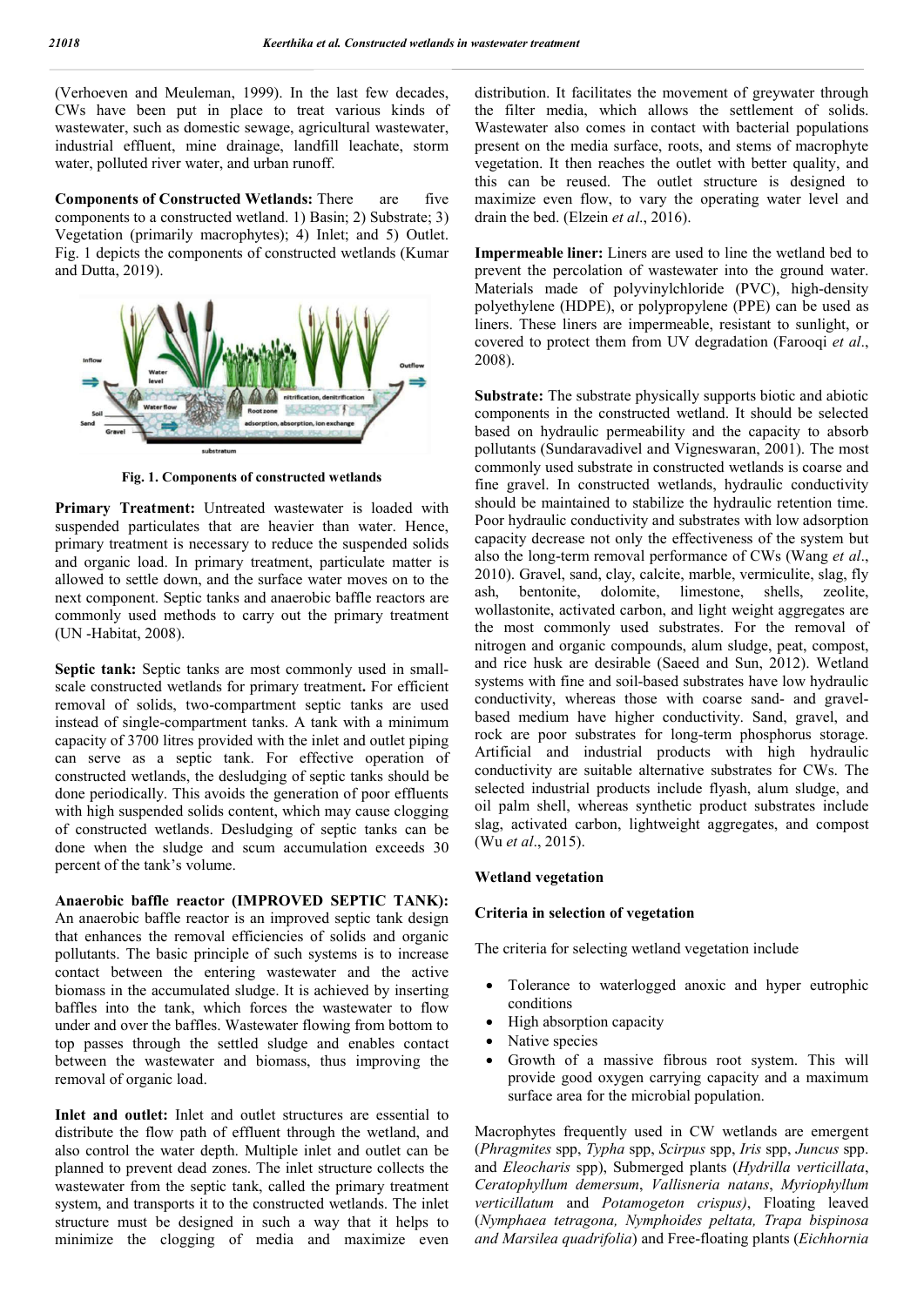(Verhoeven and Meuleman, 1999). In the last few decades, CWs have been put in place to treat various kinds of wastewater, such as domestic sewage, agricultural wastewater, industrial effluent, mine drainage, landfill leachate, storm water, polluted river water, and urban runoff.

**Components of Constructed Wetlands:** There are five components to a constructed wetland. 1) Basin; 2) Substrate; 3) Vegetation (primarily macrophytes); 4) Inlet; and 5) Outlet. Fig. 1 depicts the components of constructed wetlands (Kumar and Dutta, 2019).

**Fig. 1. Components of constructed wetlands**

**Primary Treatment:** Untreated wastewater is loaded with suspended particulates that are heavier than water. Hence, primary treatment is necessary to reduce the suspended solids and organic load. In primary treatment, particulate matter is allowed to settle down, and the surface water moves on to the next component. Septic tanks and anaerobic baffle reactors are commonly used methods to carry out the primary treatment (UN -Habitat, 2008).

**Septic tank:** Septic tanks are most commonly used in small-scale constructed wetlands for primary treatment**.** For efficient removal of solids, two-compartment septic tanks are used instead of single-compartment tanks. A tank with a minimum capacity of 3700 litres provided with the inlet and outlet piping can serve as a septic tank. For effective operation of constructed wetlands, the desludging of septic tanks should be done periodically. This avoids the generation of poor effluents with high suspended solids content, which may cause clogging of constructed wetlands. Desludging of septic tanks can be done when the sludge and scum accumulation exceeds 30 percent of the tank's volume.

**Anaerobic baffle reactor (IMPROVED SEPTIC TANK):** An anaerobic baffle reactor is an improved septic tank design that enhances the removal efficiencies of solids and organic pollutants. The basic principle of such systems is to increase contact between the entering wastewater and the active biomass in the accumulated sludge. It is achieved by inserting baffles into the tank, which forces the wastewater to flow under and over the baffles. Wastewater flowing from bottom to top passes through the settled sludge and enables contact between the wastewater and biomass, thus improving the removal of organic load.

**Inlet and outlet:** Inlet and outlet structures are essential to distribute the flow path of effluent through the wetland, and also control the water depth. Multiple inlet and outlet can be planned to prevent dead zones. The inlet structure collects the wastewater from the septic tank, called the primary treatment system, and transports it to the constructed wetlands. The inlet structure must be designed in such a way that it helps to minimize the clogging of media and maximize even distribution. It facilitates the movement of greywater through the filter media, which allows the settlement of solids. Wastewater also comes in contact with bacterial populations present on the media surface, roots, and stems of macrophyte vegetation. It then reaches the outlet with better quality, and this can be reused. The outlet structure is designed to maximize even flow, to vary the operating water level and drain the bed. (Elzein *et al*., 2016).

**Impermeable liner:** Liners are used to line the wetland bed to prevent the percolation of wastewater into the ground water. Materials made of polyvinylchloride (PVC), high-density polyethylene (HDPE), or polypropylene (PPE) can be used as liners. These liners are impermeable, resistant to sunlight, or covered to protect them from UV degradation (Farooqi *et al*., 2008).

**Substrate:** The substrate physically supports biotic and abiotic components in the constructed wetland. It should be selected based on hydraulic permeability and the capacity to absorb pollutants (Sundaravadivel and Vigneswaran, 2001). The most commonly used substrate in constructed wetlands is coarse and fine gravel. In constructed wetlands, hydraulic conductivity should be maintained to stabilize the hydraulic retention time. Poor hydraulic conductivity and substrates with low adsorption capacity decrease not only the effectiveness of the system but also the long-term removal performance of CWs (Wang *et al*., 2010). Gravel, sand, clay, calcite, marble, vermiculite, slag, fly ash, bentonite, dolomite, limestone, shell, zeolite, wollastonite, activated carbon, and light weight aggregates are the most commonly used substrates. For the removal of nitrogen and organic compounds, alum sludge, peat, compost, and rice husk are desirable (Saeed and Sun, 2012). Wetland systems with fine and soil-based substrates have low hydraulic conductivity, whereas those with coarse sand- and gravel-based medium have higher conductivity. Sand, gravel, and rock are poor substrates for long-term phosphorus storage. Artificial and industrial products with high hydraulic conductivity are suitable alternative substrates for CWs. The selected industrial products include flyash, alum sludge, and oil palm shell, whereas synthetic product substrates include slag, activated carbon, lightweight aggregates, and compost (Wu *et al*., 2015).

### Wetland vegetation

### Criteria in selection of vegetation

The criteria for selecting wetland vegetation include

- Tolerance to waterlogged anoxic and hyper eutrophic conditions
- High absorption capacity
- Native species
- Growth of a massive fibrous root system. This will provide good oxygen carrying capacity and a maximum surface area for the microbial population.

Macrophytes frequently used in CW wetlands are emergent (*Phragmites* spp, *Typha* spp, *Scirpus* spp, *Iris* spp, *Juncus* spp. and *Eleocharis* spp), Submerged plants (*Hydrilla verticillata*, *Ceratophyllum demersum*, *Vallisneria natans*, *Myriophyllum verticillatum* and *Potamogeton crispus)*, Floating leaved (*Nymphaea tetragona, Nymphoides peltata, Trapa bispinosa and Marsilea quadrifolia*) and Free-floating plants (*Eichhornia*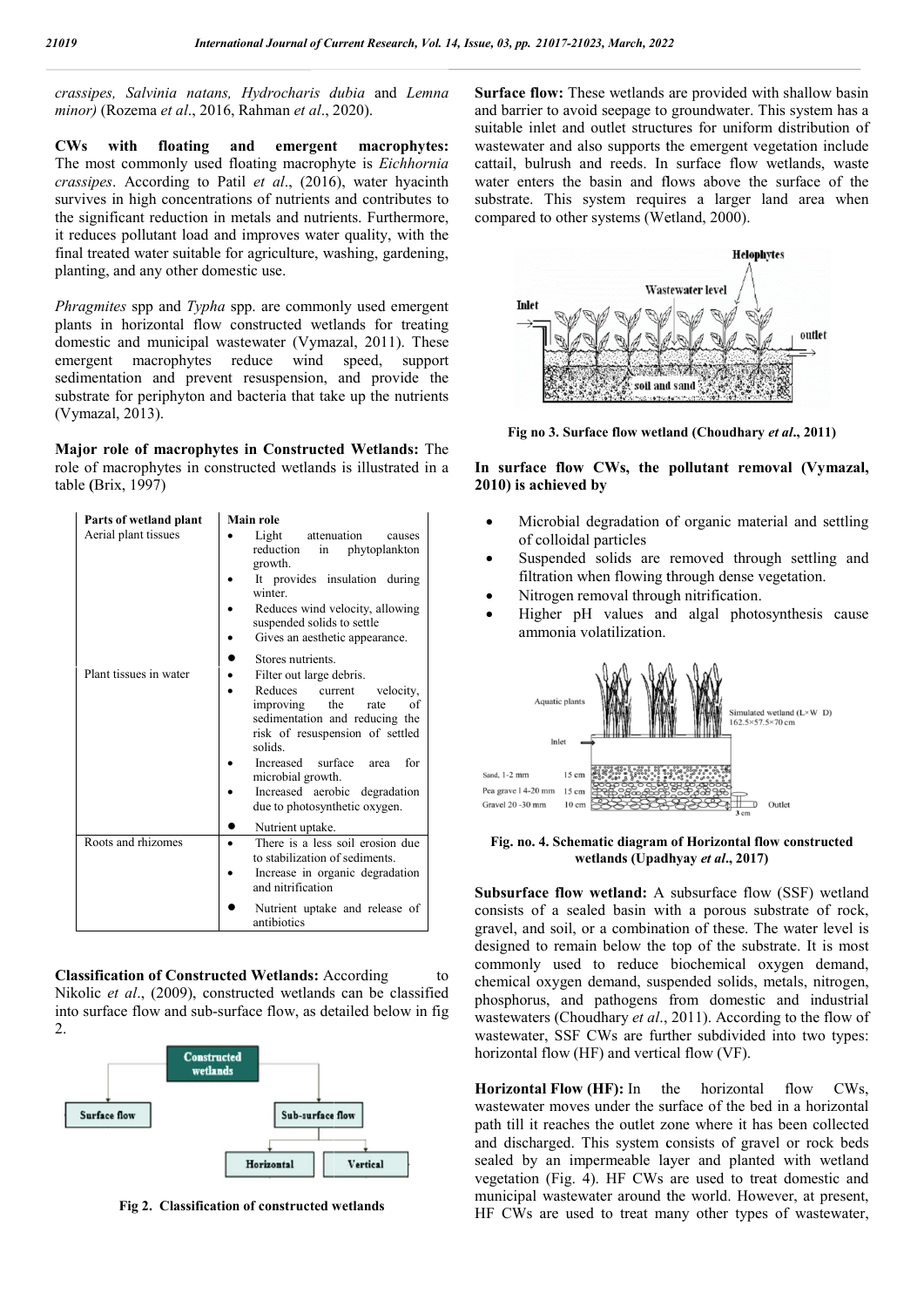*crassipes, Salvinia natans, Hydrocharis dubia* and *Lemna minor)* (Rozema *et al*., 2016, Rahman *et al*., 2020).

**CWs with floating and emergent macrophytes:** The most commonly used floating macrophyte is *Eichhornia crassipes*. According to Patil *et al*., (2016), water hyacinth survives in high concentrations of nutrients and contributes to the significant reduction in metals and nutrients. Furthermore, it reduces pollutant load and improves water quality, with the final treated water suitable for agriculture, washing, gardening, planting, and any other domestic use.

*Phragmites* spp and *Typha* spp. are commonly used emergent plants in horizontal flow constructed wetlands for treating domestic and municipal wastewater (Vymazal, 2011). These emergent macrophytes reduce wind speed, support sedimentation and prevent resuspension, and provide the substrate for periphyton and bacteria that take up the nutrients (Vymazal, 2013).

**Major role of macrophytes in Constructed Wetlands:** The role of macrophytes in constructed wetlands is illustrated in a table **(**Brix, 1997)

| Parts of wetland plant | Main role |
|---|---|
| Aerial plant tissues | • Light attenuation causes reduction in phytoplankton growth.<br>• It provides insulation during winter.<br>• Reduces wind velocity, allowing suspended solids to settle<br>• Gives an aesthetic appearance.<br>• Stores nutrients. |
| Plant tissues in water | • Filter out large debris.<br>• Reduces current velocity, improving the rate of sedimentation and reducing the risk of resuspension of settled solids.<br>• Increased surface area for microbial growth.<br>• Increased aerobic degradation due to photosynthetic oxygen.<br>• Nutrient uptake. |
| Roots and rhizomes | • There is a less soil erosion due to stabilization of sediments.<br>• Increase in organic degradation and nitrification<br>• Nutrient uptake and release of antibiotics |

**Classification of Constructed Wetlands:** According to Nikolic *et al*., (2009), constructed wetlands can be classified into surface flow and sub-surface flow, as detailed below in fig 2.

Fig 2. Classification of constructed wetlands

**Surface flow:** These wetlands are provided with shallow basin and barrier to avoid seepage to groundwater. This system has a suitable inlet and outlet structures for uniform distribution of wastewater and also supports the emergent vegetation include cattail, bulrush and reeds. In surface flow wetlands, waste water enters the basin and flows above the surface of the substrate. This system requires a larger land area when compared to other systems (Wetland, 2000).

Fig no 3. Surface flow wetland (Choudhary *et al*., 2011)

**In surface flow CWs, the pollutant removal (Vymazal, 2010) is achieved by**

- Microbial degradation of organic material and settling of colloidal particles
- Suspended solids are removed through settling and filtration when flowing through dense vegetation.
- Nitrogen removal through nitrification.
- Higher pH values and algal photosynthesis cause ammonia volatilization.

Fig. no. 4. Schematic diagram of Horizontal flow constructed wetlands (Upadhyay *et al*., 2017)

**Subsurface flow wetland:** A subsurface flow (SSF) wetland consists of a sealed basin with a porous substrate of rock, gravel, and soil, or a combination of these. The water level is designed to remain below the top of the substrate. It is most commonly used to reduce biochemical oxygen demand, chemical oxygen demand, suspended solids, metals, nitrogen, phosphorus, and pathogens from domestic and industrial wastewaters (Choudhary *et al*., 2011). According to the flow of wastewater, SSF CWs are further subdivided into two types: horizontal flow (HF) and vertical flow (VF).

**Horizontal Flow (HF):** In the horizontal flow CWs, wastewater moves under the surface of the bed in a horizontal path till it reaches the outlet zone where it has been collected and discharged. This system consists of gravel or rock beds sealed by an impermeable layer and planted with wetland vegetation (Fig. 4). HF CWs are used to treat domestic and municipal wastewater around the world. However, at present, HF CWs are used to treat many other types of wastewater,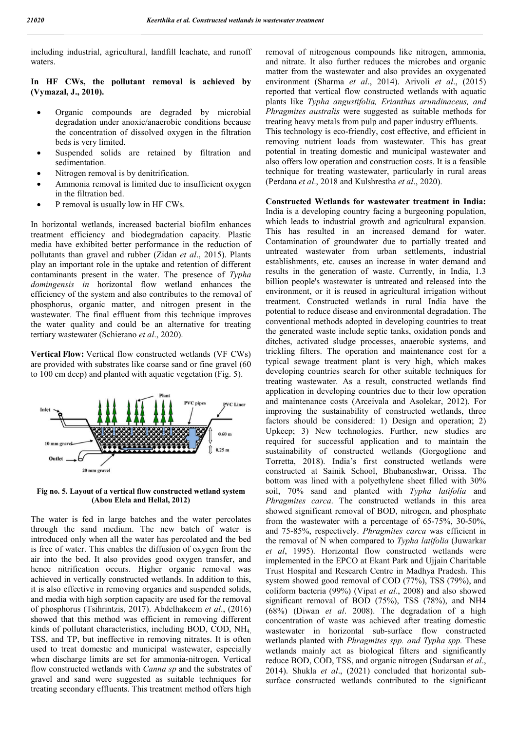including industrial, agricultural, landfill leachate, and runoff waters.

**In HF CWs, the pollutant removal is achieved by (Vymazal, J., 2010).**

- Organic compounds are degraded by microbial degradation under anoxic/anaerobic conditions because the concentration of dissolved oxygen in the filtration beds is very limited.
- Suspended solids are retained by filtration and sedimentation.
- Nitrogen removal is by denitrification.
- Ammonia removal is limited due to insufficient oxygen in the filtration bed.
- P removal is usually low in HF CWs.

In horizontal wetlands, increased bacterial biofilm enhances treatment efficiency and biodegradation capacity. Plastic media have exhibited better performance in the reduction of pollutants than gravel and rubber (Zidan *et al*., 2015). Plants play an important role in the uptake and retention of different contaminants present in the water. The presence of *Typha domingensis in* horizontal flow wetland enhances the efficiency of the system and also contributes to the removal of phosphorus, organic matter, and nitrogen present in the wastewater. The final effluent from this technique improves the water quality and could be an alternative for treating tertiary wastewater (Schierano *et al*., 2020).

**Vertical Flow:** Vertical flow constructed wetlands (VF CWs) are provided with substrates like coarse sand or fine gravel (60 to 100 cm deep) and planted with aquatic vegetation (Fig. 5).

**Fig no. 5. Layout of a vertical flow constructed wetland system (Abou Elela and Hellal, 2012)**

The water is fed in large batches and the water percolates through the sand medium. The new batch of water is introduced only when all the water has percolated and the bed is free of water. This enables the diffusion of oxygen from the air into the bed. It also provides good oxygen transfer, and hence nitrification occurs. Higher organic removal was achieved in vertically constructed wetlands. In addition to this, it is also effective in removing organics and suspended solids, and media with high sorption capacity are used for the removal of phosphorus (Tsihrintzis, 2017). Abdelhakeem *et al*., (2016) showed that this method was efficient in removing different kinds of pollutant characteristics, including BOD, COD, $NH_4$, TSS, and TP, but ineffective in removing nitrates. It is often used to treat domestic and municipal wastewater, especially when discharge limits are set for ammonia-nitrogen. Vertical flow constructed wetlands with *Canna sp* and the substrates of gravel and sand were suggested as suitable techniques for treating secondary effluents. This treatment method offers high removal of nitrogenous compounds like nitrogen, ammonia, and nitrate. It also further reduces the microbes and organic matter from the wastewater and also provides an oxygenated environment (Sharma *et al*., 2014). Arivoli *et al*., (2015) reported that vertical flow constructed wetlands with aquatic plants like *Typha angustifolia, Erianthus arundinaceus, and Phragmites australis* were suggested as suitable methods for treating heavy metals from pulp and paper industry effluents.

This technology is eco-friendly, cost effective, and efficient in removing nutrient loads from wastewater. This has great potential in treating domestic and municipal wastewater and also offers low operation and construction costs. It is a feasible technique for treating wastewater, particularly in rural areas (Perdana *et al*., 2018 and Kulshrestha *et al*., 2020).

**Constructed Wetlands for wastewater treatment in India:** India is a developing country facing a burgeoning population, which leads to industrial growth and agricultural expansion. This has resulted in an increased demand for water. Contamination of groundwater due to partially treated and untreated wastewater from urban settlements, industrial establishments, etc. causes an increase in water demand and results in the generation of waste. Currently, in India, 1.3 billion people's wastewater is untreated and released into the environment, or it is reused in agricultural irrigation without treatment. Constructed wetlands in rural India have the potential to reduce disease and environmental degradation. The conventional methods adopted in developing countries to treat the generated waste include septic tanks, oxidation ponds and ditches, activated sludge processes, anaerobic systems, and trickling filters. The operation and maintenance cost for a typical sewage treatment plant is very high, which makes developing countries search for other suitable techniques for treating wastewater. As a result, constructed wetlands find application in developing countries due to their low operation and maintenance costs (Arceivala and Asolekar, 2012). For improving the sustainability of constructed wetlands, three factors should be considered: 1) Design and operation; 2) Upkeep; 3) New technologies. Further, new studies are required for successful application and to maintain the sustainability of constructed wetlands (Gorgoglione and Torretta, 2018). India's first constructed wetlands were constructed at Sainik School, Bhubaneshwar, Orissa. The bottom was lined with a polyethylene sheet filled with 30% soil, 70% sand and planted with *Typha latifolia* and *Phragmites carca*. The constructed wetlands in this area showed significant removal of BOD, nitrogen, and phosphate from the wastewater with a percentage of 65-75%, 30-50%, and 75-85%, respectively. *Phragmites carca* was efficient in the removal of N when compared to *Typha latifolia* (Juwarkar *et al*, 1995). Horizontal flow constructed wetlands were implemented in the EPCO at Ekant Park and Ujjain Charitable Trust Hospital and Research Centre in Madhya Pradesh. This system showed good removal of COD (77%), TSS (79%), and coliform bacteria (99%) (Vipat *et al*., 2008) and also showed significant removal of BOD (75%), TSS (78%), and NH4 (68%) (Diwan *et al*. 2008). The degradation of a high concentration of waste was achieved after treating domestic wastewater in horizontal sub-surface flow constructed wetlands planted with *Phragmites spp. and Typha spp.* These wetlands mainly act as biological filters and significantly reduce BOD, COD, TSS, and organic nitrogen (Sudarsan *et al*., 2014). Shukla *et al*., (2021) concluded that horizontal sub-surface constructed wetlands contributed to the significant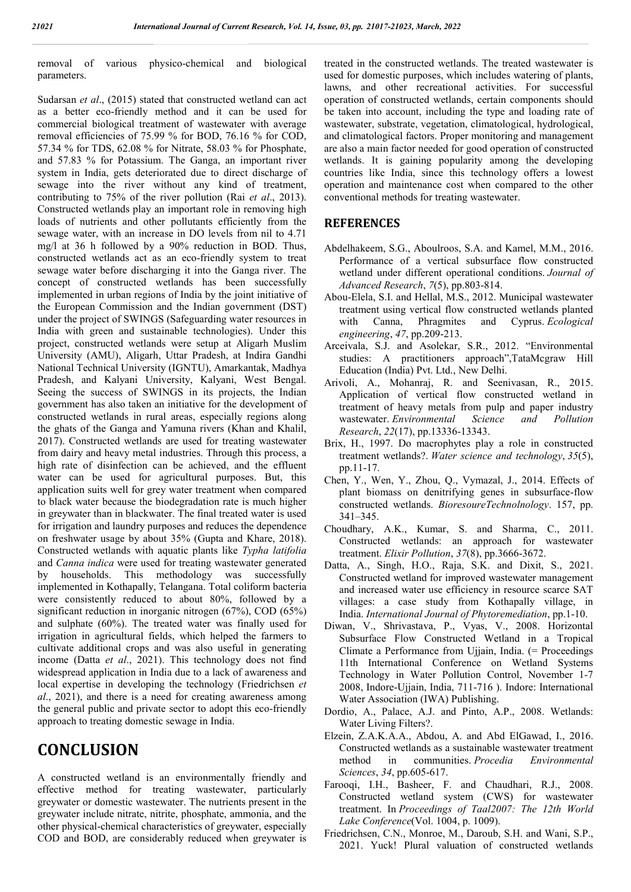removal of various physico-chemical and biological parameters.

Sudarsan *et al*., (2015) stated that constructed wetland can act as a better eco-friendly method and it can be used for commercial biological treatment of wastewater with average removal efficiencies of 75.99 % for BOD, 76.16 % for COD, 57.34 % for TDS, 62.08 % for Nitrate, 58.03 % for Phosphate, and 57.83 % for Potassium. The Ganga, an important river system in India, gets deteriorated due to direct discharge of sewage into the river without any kind of treatment, contributing to 75% of the river pollution (Rai *et al*., 2013). Constructed wetlands play an important role in removing high loads of nutrients and other pollutants efficiently from the sewage water, with an increase in DO levels from nil to 4.71 mg/l at 36 h followed by a 90% reduction in BOD. Thus, constructed wetlands act as an eco-friendly system to treat sewage water before discharging it into the Ganga river. The concept of constructed wetlands has been successfully implemented in urban regions of India by the joint initiative of the European Commission and the Indian government (DST) under the project of SWINGS (Safeguarding water resources in India with green and sustainable technologies). Under this project, constructed wetlands were setup at Aligarh Muslim University (AMU), Aligarh, Uttar Pradesh, at Indira Gandhi National Technical University (IGNTU), Amarkantak, Madhya Pradesh, and Kalyani University, Kalyani, West Bengal. Seeing the success of SWINGS in its projects, the Indian government has also taken an initiative for the development of constructed wetlands in rural areas, especially regions along the ghats of the Ganga and Yamuna rivers (Khan and Khalil, 2017). Constructed wetlands are used for treating wastewater from dairy and heavy metal industries. Through this process, a high rate of disinfection can be achieved, and the effluent water can be used for agricultural purposes. But, this application suits well for grey water treatment when compared to black water because the biodegradation rate is much higher in greywater than in blackwater. The final treated water is used for irrigation and laundry purposes and reduces the dependence on freshwater usage by about 35% (Gupta and Khare, 2018). Constructed wetlands with aquatic plants like *Typha latifolia* and *Canna indica* were used for treating wastewater generated by households. This methodology was successfully implemented in Kothapally, Telangana. Total coliform bacteria were consistently reduced to about 80%, followed by a significant reduction in inorganic nitrogen (67%), COD (65%) and sulphate (60%). The treated water was finally used for irrigation in agricultural fields, which helped the farmers to cultivate additional crops and was also useful in generating income (Datta *et al*., 2021). This technology does not find widespread application in India due to a lack of awareness and local expertise in developing the technology (Friedrichsen *et al*., 2021), and there is a need for creating awareness among the general public and private sector to adopt this eco-friendly approach to treating domestic sewage in India.

# CONCLUSION

A constructed wetland is an environmentally friendly and effective method for treating wastewater, particularly greywater or domestic wastewater. The nutrients present in the greywater include nitrate, nitrite, phosphate, ammonia, and the other physical-chemical characteristics of greywater, especially COD and BOD, are considerably reduced when greywater is treated in the constructed wetlands. The treated wastewater is used for domestic purposes, which includes watering of plants, lawns, and other recreational activities. For successful operation of constructed wetlands, certain components should be taken into account, including the type and loading rate of wastewater, substrate, vegetation, climatological, hydrological, and climatological factors. Proper monitoring and management are also a main factor needed for good operation of constructed wetlands. It is gaining popularity among the developing countries like India, since this technology offers a lowest operation and maintenance cost when compared to the other conventional methods for treating wastewater.

## REFERENCES

Abdelhakeem, S.G., Aboulroos, S.A. and Kamel, M.M., 2016. Performance of a vertical subsurface flow constructed wetland under different operational conditions. *Journal of Advanced Research*, *7*(5), pp.803-814.

Abou-Elela, S.I. and Hellal, M.S., 2012. Municipal wastewater treatment using vertical flow constructed wetlands planted with Canna, Phragmites and Cyprus. *Ecological engineering*, *47*, pp.209-213.

Arceivala, S.J. and Asolekar, S.R., 2012. "Environmental studies: A practitioners approach",TataMcgraw Hill Education (India) Pvt. Ltd., New Delhi.

Arivoli, A., Mohanraj, R. and Seenivasan, R., 2015. Application of vertical flow constructed wetland in treatment of heavy metals from pulp and paper industry wastewater. *Environmental Science and Pollution Research*, *22*(17), pp.13336-13343.

Brix, H., 1997. Do macrophytes play a role in constructed treatment wetlands?. *Water science and technology*, *35*(5), pp.11-17.

Chen, Y., Wen, Y., Zhou, Q., Vymazal, J., 2014. Effects of plant biomass on denitrifying genes in subsurface-flow constructed wetlands. *BioresoureTechnolnology*. 157, pp. 341–345.

Choudhary, A.K., Kumar, S. and Sharma, C., 2011. Constructed wetlands: an approach for wastewater treatment. *Elixir Pollution*, *37*(8), pp.3666-3672.

Datta, A., Singh, H.O., Raja, S.K. and Dixit, S., 2021. Constructed wetland for improved wastewater management and increased water use efficiency in resource scarce SAT villages: a case study from Kothapally village, in India. *International Journal of Phytoremediation*, pp.1-10.

Diwan, V., Shrivastava, P., Vyas, V., 2008. Horizontal Subsurface Flow Constructed Wetland in a Tropical Climate a Performance from Ujjain, India. (= Proceedings 11th International Conference on Wetland Systems Technology in Water Pollution Control, November 1-7 2008, Indore-Ujjain, India, 711-716 ). Indore: International Water Association (IWA) Publishing.

Dordio, A., Palace, A.J. and Pinto, A.P., 2008. Wetlands: Water Living Filters?.

Elzein, Z.A.K.A.A., Abdou, A. and Abd ElGawad, I., 2016. Constructed wetlands as a sustainable wastewater treatment method in communities. *Procedia Environmental Sciences*, *34*, pp.605-617.

Farooqi, I.H., Basheer, F. and Chaudhari, R.J., 2008. Constructed wetland system (CWS) for wastewater treatment. In *Proceedings of Taal2007: The 12th World Lake Conference*(Vol. 1004, p. 1009).

Friedrichsen, C.N., Monroe, M., Daroub, S.H. and Wani, S.P., 2021. Yuck! Plural valuation of constructed wetlands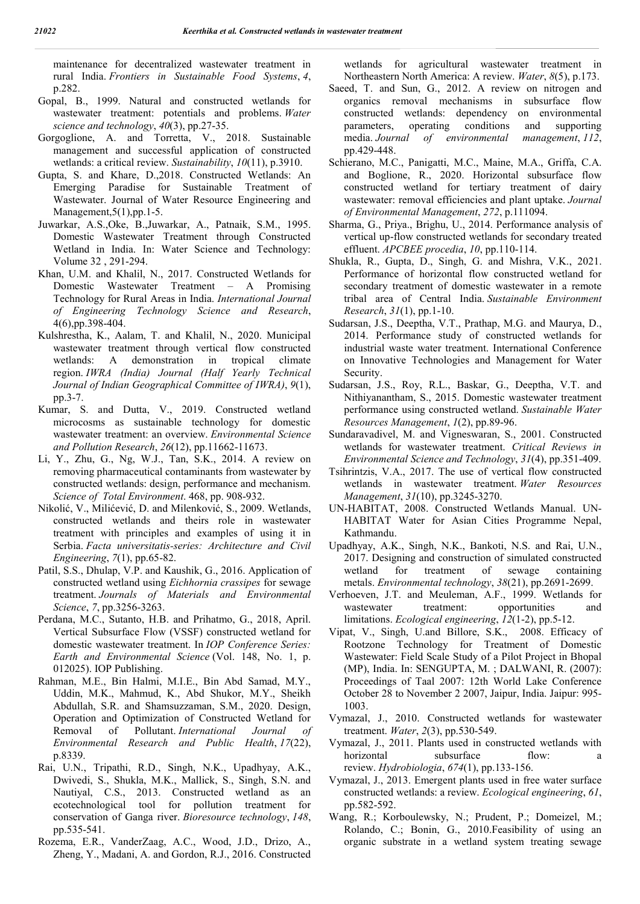maintenance for decentralized wastewater treatment in rural India. *Frontiers in Sustainable Food Systems*, *4*, p.282.

Gopal, B., 1999. Natural and constructed wetlands for wastewater treatment: potentials and problems. *Water science and technology*, *40*(3), pp.27-35.

Gorgoglione, A. and Torretta, V., 2018. Sustainable management and successful application of constructed wetlands: a critical review. *Sustainability*, *10*(11), p.3910.

Gupta, S. and Khare, D.,2018. Constructed Wetlands: An Emerging Paradise for Sustainable Treatment of Wastewater. Journal of Water Resource Engineering and Management,5(1),pp.1-5.

Juwarkar, A.S.,Oke, B.,Juwarkar, A., Patnaik, S.M., 1995. Domestic Wastewater Treatment through Constructed Wetland in India. In: Water Science and Technology: Volume 32 , 291-294.

Khan, U.M. and Khalil, N., 2017. Constructed Wetlands for Domestic Wastewater Treatment – A Promising Technology for Rural Areas in India. *International Journal of Engineering Technology Science and Research*, 4(6),pp.398-404.

Kulshrestha, K., Aalam, T. and Khalil, N., 2020. Municipal wastewater treatment through vertical flow constructed wetlands: A demonstration in tropical climate region. *IWRA (India) Journal (Half Yearly Technical Journal of Indian Geographical Committee of IWRA)*, *9*(1), pp.3-7.

Kumar, S. and Dutta, V., 2019. Constructed wetland microcosms as sustainable technology for domestic wastewater treatment: an overview. *Environmental Science and Pollution Research*, *26*(12), pp.11662-11673.

Li, Y., Zhu, G., Ng, W.J., Tan, S.K., 2014. A review on removing pharmaceutical contaminants from wastewater by constructed wetlands: design, performance and mechanism. *Science of Total Environment*. 468, pp. 908-932.

Nikolić, V., Milićević, D. and Milenković, S., 2009. Wetlands, constructed wetlands and theirs role in wastewater treatment with principles and examples of using it in Serbia. *Facta universitatis-series: Architecture and Civil Engineering*, *7*(1), pp.65-82.

Patil, S.S., Dhulap, V.P. and Kaushik, G., 2016. Application of constructed wetland using *Eichhornia crassipes* for sewage treatment. *Journals of Materials and Environmental Science*, *7*, pp.3256-3263.

Perdana, M.C., Sutanto, H.B. and Prihatmo, G., 2018, April. Vertical Subsurface Flow (VSSF) constructed wetland for domestic wastewater treatment. In *IOP Conference Series: Earth and Environmental Science* (Vol. 148, No. 1, p. 012025). IOP Publishing.

Rahman, M.E., Bin Halmi, M.I.E., Bin Abd Samad, M.Y., Uddin, M.K., Mahmud, K., Abd Shukor, M.Y., Sheikh Abdullah, S.R. and Shamsuzzaman, S.M., 2020. Design, Operation and Optimization of Constructed Wetland for Removal of Pollutant. *International Journal of Environmental Research and Public Health*, *17*(22), p.8339.

Rai, U.N., Tripathi, R.D., Singh, N.K., Upadhyay, A.K., Dwivedi, S., Shukla, M.K., Mallick, S., Singh, S.N. and Nautiyal, C.S., 2013. Constructed wetland as an ecotechnological tool for pollution treatment for conservation of Ganga river. *Bioresource technology*, *148*, pp.535-541.

Rozema, E.R., VanderZaag, A.C., Wood, J.D., Drizo, A., Zheng, Y., Madani, A. and Gordon, R.J., 2016. Constructed wetlands for agricultural wastewater treatment in Northeastern North America: A review. *Water*, *8*(5), p.173.

Saeed, T. and Sun, G., 2012. A review on nitrogen and organics removal mechanisms in subsurface flow constructed wetlands: dependency on environmental parameters, operating conditions and supporting media. *Journal of environmental management*, *112*, pp.429-448.

Schierano, M.C., Panigatti, M.C., Maine, M.A., Griffa, C.A. and Boglione, R., 2020. Horizontal subsurface flow constructed wetland for tertiary treatment of dairy wastewater: removal efficiencies and plant uptake. *Journal of Environmental Management*, *272*, p.111094.

Sharma, G., Priya., Brighu, U., 2014. Performance analysis of vertical up-flow constructed wetlands for secondary treated effluent. *APCBEE procedia*, *10*, pp.110-114.

Shukla, R., Gupta, D., Singh, G. and Mishra, V.K., 2021. Performance of horizontal flow constructed wetland for secondary treatment of domestic wastewater in a remote tribal area of Central India. *Sustainable Environment Research*, *31*(1), pp.1-10.

Sudarsan, J.S., Deeptha, V.T., Prathap, M.G. and Maurya, D., 2014. Performance study of constructed wetlands for industrial waste water treatment. International Conference on Innovative Technologies and Management for Water Security.

Sudarsan, J.S., Roy, R.L., Baskar, G., Deeptha, V.T. and Nithiyanantham, S., 2015. Domestic wastewater treatment performance using constructed wetland. *Sustainable Water Resources Management*, *1*(2), pp.89-96.

Sundaravadivel, M. and Vigneswaran, S., 2001. Constructed wetlands for wastewater treatment. *Critical Reviews in Environmental Science and Technology*, *31*(4), pp.351-409.

Tsihrintzis, V.A., 2017. The use of vertical flow constructed wetlands in wastewater treatment. *Water Resources Management*, *31*(10), pp.3245-3270.

UN-HABITAT, 2008. Constructed Wetlands Manual. UN-HABITAT Water for Asian Cities Programme Nepal, Kathmandu.

Upadhyay, A.K., Singh, N.K., Bankoti, N.S. and Rai, U.N., 2017. Designing and construction of simulated constructed wetland for treatment of sewage containing metals. *Environmental technology*, *38*(21), pp.2691-2699.

Verhoeven, J.T. and Meuleman, A.F., 1999. Wetlands for wastewater treatment: opportunities and limitations. *Ecological engineering*, *12*(1-2), pp.5-12.

Vipat, V., Singh, U.and Billore, S.K., 2008. Efficacy of Rootzone Technology for Treatment of Domestic Wastewater: Field Scale Study of a Pilot Project in Bhopal (MP), India. In: SENGUPTA, M. ; DALWANI, R. (2007): Proceedings of Taal 2007: 12th World Lake Conference October 28 to November 2 2007, Jaipur, India. Jaipur: 995-1003.

Vymazal, J., 2010. Constructed wetlands for wastewater treatment. *Water*, *2*(3), pp.530-549.

Vymazal, J., 2011. Plants used in constructed wetlands with horizontal subsurface flow: a review. *Hydrobiologia*, *674*(1), pp.133-156.

Vymazal, J., 2013. Emergent plants used in free water surface constructed wetlands: a review. *Ecological engineering*, *61*, pp.582-592.

Wang, R.; Korboulewsky, N.; Prudent, P.; Domeizel, M.; Rolando, C.; Bonin, G., 2010.Feasibility of using an organic substrate in a wetland system treating sewage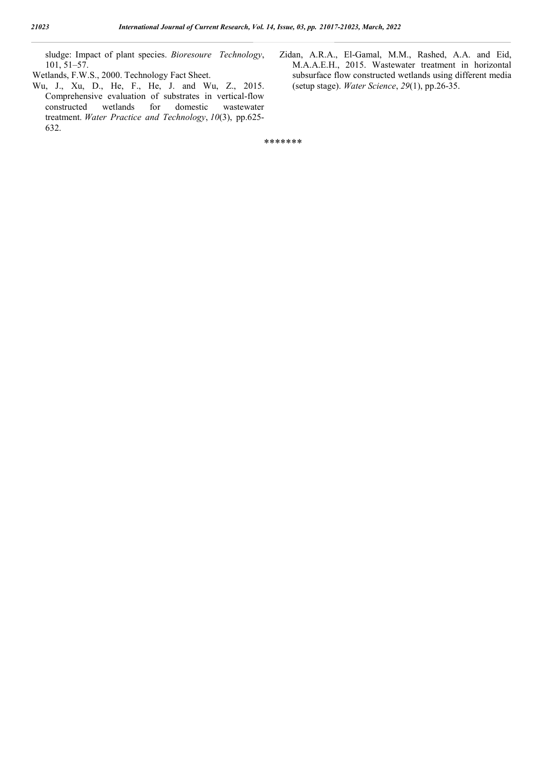sludge: Impact of plant species. *Bioresoure Technology*, 101, 51–57.

Wetlands, F.W.S., 2000. Technology Fact Sheet.

Wu, J., Xu, D., He, F., He, J. and Wu, Z., 2015. Comprehensive evaluation of substrates in vertical-flow constructed wetlands for domestic wastewater treatment. *Water Practice and Technology*, *10*(3), pp.625-632.

Zidan, A.R.A., El-Gamal, M.M., Rashed, A.A. and Eid, M.A.A.E.H., 2015. Wastewater treatment in horizontal subsurface flow constructed wetlands using different media (setup stage). *Water Science*, *29*(1), pp.26-35.

*******